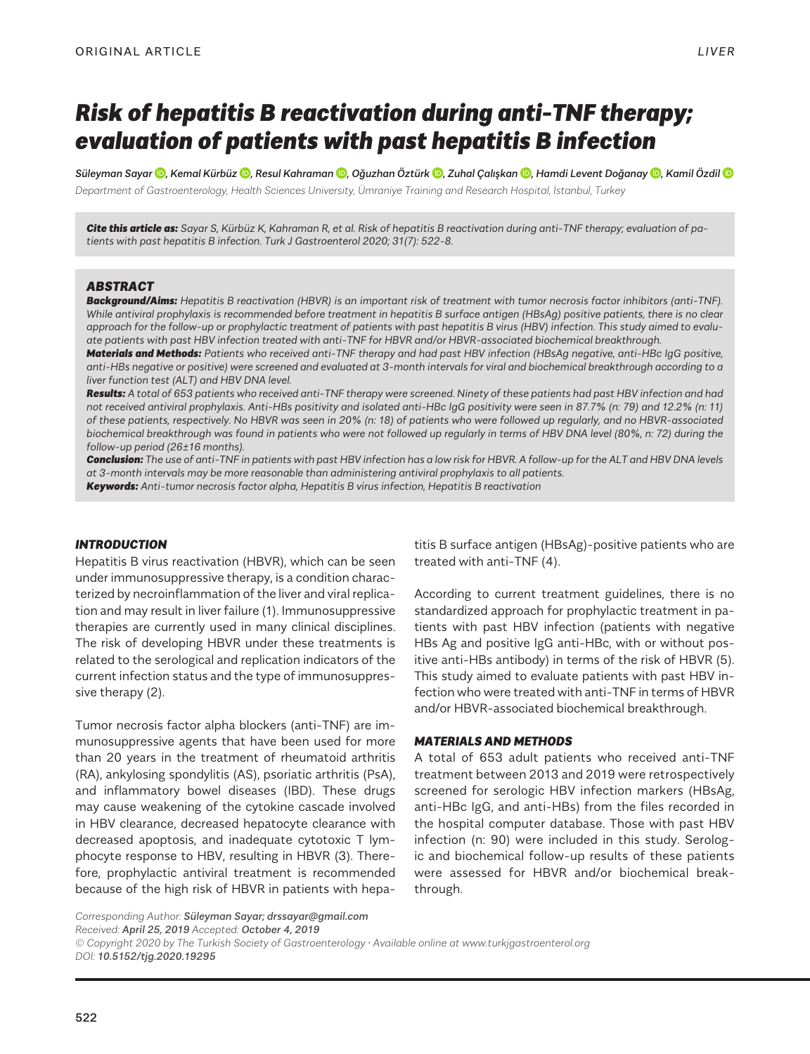ORIGINAL ARTICLE

LIVER

# Risk of hepatitis B reactivation during anti-TNF therapy; evaluation of patients with past hepatitis B infection

**Süleyman Sayar, Kemal Kürbüz, Resul Kahraman, Oğuzhan Öztürk, Zuhal Çalışkan, Hamdi Levent Doğanay, Kamil Özdil**

*Department of Gastroenterology, Health Sciences University, Ümraniye Training and Research Hospital, İstanbul, Turkey*

***Cite this article as:*** *Sayar S, Kürbüz K, Kahraman R, et al. Risk of hepatitis B reactivation during anti-TNF therapy; evaluation of patients with past hepatitis B infection. Turk J Gastroenterol 2020; 31(7): 522-8.*

## ABSTRACT

***Background/Aims:*** *Hepatitis B reactivation (HBVR) is an important risk of treatment with tumor necrosis factor inhibitors (anti-TNF). While antiviral prophylaxis is recommended before treatment in hepatitis B surface antigen (HBsAg) positive patients, there is no clear approach for the follow-up or prophylactic treatment of patients with past hepatitis B virus (HBV) infection. This study aimed to evaluate patients with past HBV infection treated with anti-TNF for HBVR and/or HBVR-associated biochemical breakthrough.*

***Materials and Methods:*** *Patients who received anti-TNF therapy and had past HBV infection (HBsAg negative, anti-HBc IgG positive, anti-HBs negative or positive) were screened and evaluated at 3-month intervals for viral and biochemical breakthrough according to a liver function test (ALT) and HBV DNA level.*

***Results:*** *A total of 653 patients who received anti-TNF therapy were screened. Ninety of these patients had past HBV infection and had not received antiviral prophylaxis. Anti-HBs positivity and isolated anti-HBc IgG positivity were seen in 87.7% (n: 79) and 12.2% (n: 11) of these patients, respectively. No HBVR was seen in 20% (n: 18) of patients who were followed up regularly, and no HBVR-associated biochemical breakthrough was found in patients who were not followed up regularly in terms of HBV DNA level (80%, n: 72) during the follow-up period (26±16 months).*

***Conclusion:*** *The use of anti-TNF in patients with past HBV infection has a low risk for HBVR. A follow-up for the ALT and HBV DNA levels at 3-month intervals may be more reasonable than administering antiviral prophylaxis to all patients.*

***Keywords:*** *Anti-tumor necrosis factor alpha, Hepatitis B virus infection, Hepatitis B reactivation*

## INTRODUCTION

Hepatitis B virus reactivation (HBVR), which can be seen under immunosuppressive therapy, is a condition characterized by necroinflammation of the liver and viral replication and may result in liver failure (1). Immunosuppressive therapies are currently used in many clinical disciplines. The risk of developing HBVR under these treatments is related to the serological and replication indicators of the current infection status and the type of immunosuppressive therapy (2).

Tumor necrosis factor alpha blockers (anti-TNF) are immunosuppressive agents that have been used for more than 20 years in the treatment of rheumatoid arthritis (RA), ankylosing spondylitis (AS), psoriatic arthritis (PsA), and inflammatory bowel diseases (IBD). These drugs may cause weakening of the cytokine cascade involved in HBV clearance, decreased hepatocyte clearance with decreased apoptosis, and inadequate cytotoxic T lymphocyte response to HBV, resulting in HBVR (3). Therefore, prophylactic antiviral treatment is recommended because of the high risk of HBVR in patients with hepatitis B surface antigen (HBsAg)-positive patients who are treated with anti-TNF (4).

According to current treatment guidelines, there is no standardized approach for prophylactic treatment in patients with past HBV infection (patients with negative HBs Ag and positive IgG anti-HBc, with or without positive anti-HBs antibody) in terms of the risk of HBVR (5). This study aimed to evaluate patients with past HBV infection who were treated with anti-TNF in terms of HBVR and/or HBVR-associated biochemical breakthrough.

## MATERIALS AND METHODS

A total of 653 adult patients who received anti-TNF treatment between 2013 and 2019 were retrospectively screened for serologic HBV infection markers (HBsAg, anti-HBc IgG, and anti-HBs) from the files recorded in the hospital computer database. Those with past HBV infection (n: 90) were included in this study. Serologic and biochemical follow-up results of these patients were assessed for HBVR and/or biochemical breakthrough.

*Corresponding Author:* ***Süleyman Sayar; drssayar@gmail.com***
*Received:* ***April 25, 2019*** *Accepted:* ***October 4, 2019***
*© Copyright 2020 by The Turkish Society of Gastroenterology · Available online at www.turkjgastroenterol.org*
*DOI:* ***10.5152/tjg.2020.19295***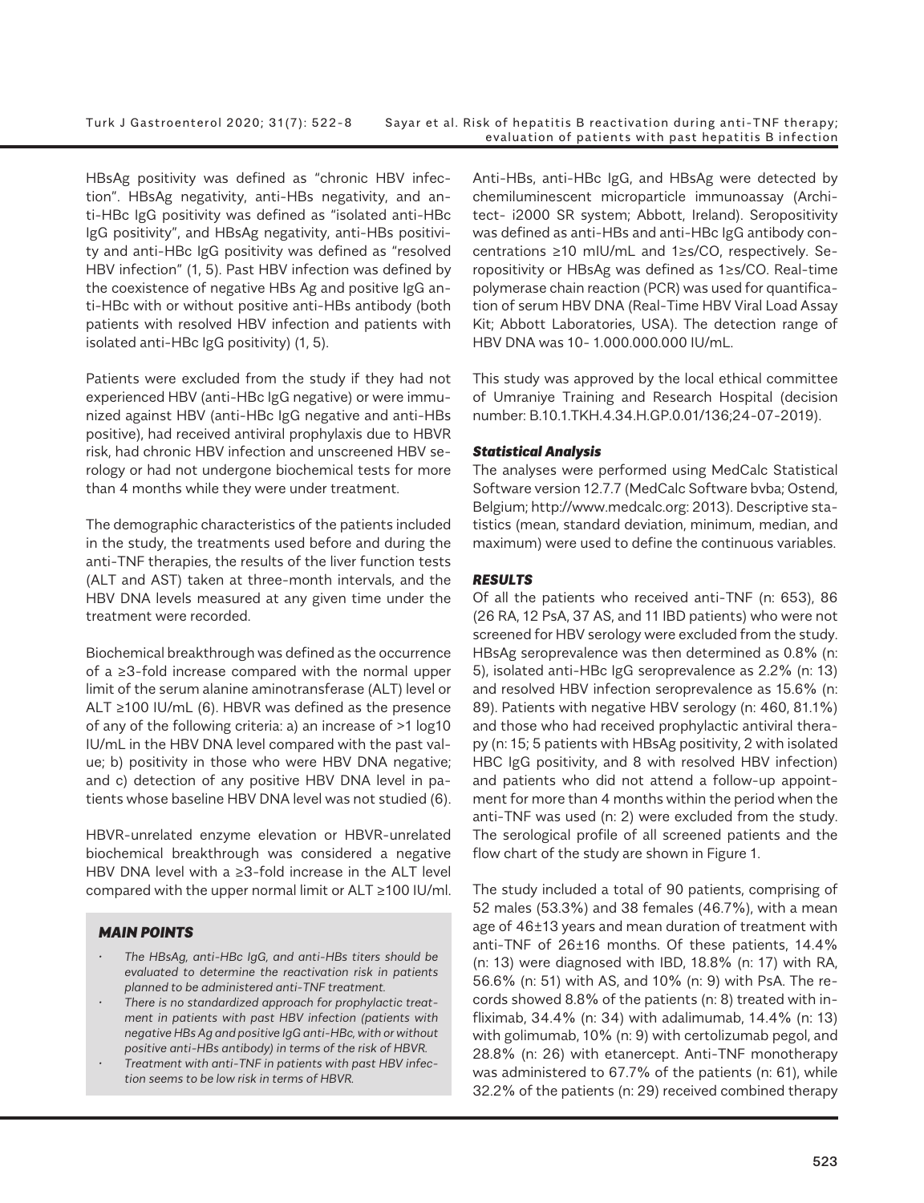HBsAg positivity was defined as "chronic HBV infection". HBsAg negativity, anti-HBs negativity, and anti-HBc IgG positivity was defined as "isolated anti-HBc IgG positivity", and HBsAg negativity, anti-HBs positivity and anti-HBc IgG positivity was defined as "resolved HBV infection" (1, 5). Past HBV infection was defined by the coexistence of negative HBs Ag and positive IgG anti-HBc with or without positive anti-HBs antibody (both patients with resolved HBV infection and patients with isolated anti-HBc IgG positivity) (1, 5).

Patients were excluded from the study if they had not experienced HBV (anti-HBc IgG negative) or were immunized against HBV (anti-HBc IgG negative and anti-HBs positive), had received antiviral prophylaxis due to HBVR risk, had chronic HBV infection and unscreened HBV serology or had not undergone biochemical tests for more than 4 months while they were under treatment.

The demographic characteristics of the patients included in the study, the treatments used before and during the anti-TNF therapies, the results of the liver function tests (ALT and AST) taken at three-month intervals, and the HBV DNA levels measured at any given time under the treatment were recorded.

Biochemical breakthrough was defined as the occurrence of a ≥3-fold increase compared with the normal upper limit of the serum alanine aminotransferase (ALT) level or ALT ≥100 IU/mL (6). HBVR was defined as the presence of any of the following criteria: a) an increase of >1 log10 IU/mL in the HBV DNA level compared with the past value; b) positivity in those who were HBV DNA negative; and c) detection of any positive HBV DNA level in patients whose baseline HBV DNA level was not studied (6).

HBVR-unrelated enzyme elevation or HBVR-unrelated biochemical breakthrough was considered a negative HBV DNA level with a ≥3-fold increase in the ALT level compared with the upper normal limit or ALT ≥100 IU/ml.

### MAIN POINTS

- *The HBsAg, anti-HBc IgG, and anti-HBs titers should be evaluated to determine the reactivation risk in patients planned to be administered anti-TNF treatment.*
- *There is no standardized approach for prophylactic treatment in patients with past HBV infection (patients with negative HBs Ag and positive IgG anti-HBc, with or without positive anti-HBs antibody) in terms of the risk of HBVR.*
- *Treatment with anti-TNF in patients with past HBV infection seems to be low risk in terms of HBVR.*

Anti-HBs, anti-HBc IgG, and HBsAg were detected by chemiluminescent microparticle immunoassay (Architect- i2000 SR system; Abbott, Ireland). Seropositivity was defined as anti-HBs and anti-HBc IgG antibody concentrations ≥10 mIU/mL and 1≥s/CO, respectively. Seropositivity or HBsAg was defined as 1≥s/CO. Real-time polymerase chain reaction (PCR) was used for quantification of serum HBV DNA (Real-Time HBV Viral Load Assay Kit; Abbott Laboratories, USA). The detection range of HBV DNA was 10- 1.000.000.000 IU/mL.

This study was approved by the local ethical committee of Umraniye Training and Research Hospital (decision number: B.10.1.TKH.4.34.H.GP.0.01/136;24-07-2019).

### *Statistical Analysis*

The analyses were performed using MedCalc Statistical Software version 12.7.7 (MedCalc Software bvba; Ostend, Belgium; http://www.medcalc.org: 2013). Descriptive statistics (mean, standard deviation, minimum, median, and maximum) were used to define the continuous variables.

## *RESULTS*

Of all the patients who received anti-TNF (n: 653), 86 (26 RA, 12 PsA, 37 AS, and 11 IBD patients) who were not screened for HBV serology were excluded from the study. HBsAg seroprevalence was then determined as 0.8% (n: 5), isolated anti-HBc IgG seroprevalence as 2.2% (n: 13) and resolved HBV infection seroprevalence as 15.6% (n: 89). Patients with negative HBV serology (n: 460, 81.1%) and those who had received prophylactic antiviral therapy (n: 15; 5 patients with HBsAg positivity, 2 with isolated HBC IgG positivity, and 8 with resolved HBV infection) and patients who did not attend a follow-up appointment for more than 4 months within the period when the anti-TNF was used (n: 2) were excluded from the study. The serological profile of all screened patients and the flow chart of the study are shown in Figure 1.

The study included a total of 90 patients, comprising of 52 males (53.3%) and 38 females (46.7%), with a mean age of 46±13 years and mean duration of treatment with anti-TNF of 26±16 months. Of these patients, 14.4% (n: 13) were diagnosed with IBD, 18.8% (n: 17) with RA, 56.6% (n: 51) with AS, and 10% (n: 9) with PsA. The records showed 8.8% of the patients (n: 8) treated with infliximab, 34.4% (n: 34) with adalimumab, 14.4% (n: 13) with golimumab, 10% (n: 9) with certolizumab pegol, and 28.8% (n: 26) with etanercept. Anti-TNF monotherapy was administered to 67.7% of the patients (n: 61), while 32.2% of the patients (n: 29) received combined therapy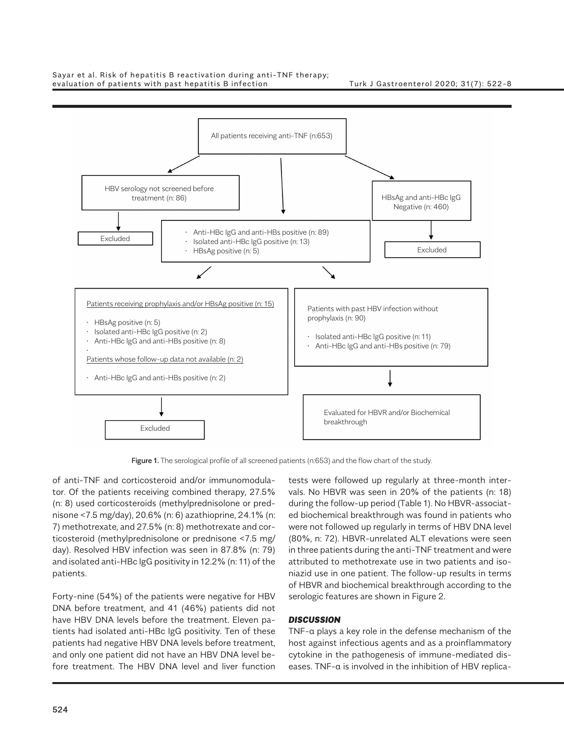All patients receiving anti-TNF (n:653)

HBV serology not screened before treatment (n: 86)

Excluded

- Anti-HBc IgG and anti-HBs positive (n: 89)
- Isolated anti-HBc IgG positive (n: 13)
- HBsAg positive (n: 5)

HBsAg and anti-HBc IgG Negative (n: 460)

Excluded

Patients receiving prophylaxis and/or HBsAg positive (n: 15)

- HBsAg positive (n: 5)
- Isolated anti-HBc IgG positive (n: 2)
- Anti-HBc IgG and anti-HBs positive (n: 8)

Patients whose follow-up data not available (n: 2)

- Anti-HBc IgG and anti-HBs positive (n: 2)

Excluded

Patients with past HBV infection without prophylaxis (n: 90)

- Isolated anti-HBc IgG positive (n: 11)
- Anti-HBc IgG and anti-HBs positive (n: 79)

Evaluated for HBVR and/or Biochemical breakthrough

**Figure 1.** The serological profile of all screened patients (n:653) and the flow chart of the study.

of anti-TNF and corticosteroid and/or immunomodulator. Of the patients receiving combined therapy, 27.5% (n: 8) used corticosteroids (methylprednisolone or prednisone <7.5 mg/day), 20.6% (n: 6) azathioprine, 24.1% (n: 7) methotrexate, and 27.5% (n: 8) methotrexate and corticosteroid (methylprednisolone or prednisone <7.5 mg/day). Resolved HBV infection was seen in 87.8% (n: 79) and isolated anti-HBc IgG positivity in 12.2% (n: 11) of the patients.

Forty-nine (54%) of the patients were negative for HBV DNA before treatment, and 41 (46%) patients did not have HBV DNA levels before the treatment. Eleven patients had isolated anti-HBc IgG positivity. Ten of these patients had negative HBV DNA levels before treatment, and only one patient did not have an HBV DNA level before treatment. The HBV DNA level and liver function tests were followed up regularly at three-month intervals. No HBVR was seen in 20% of the patients (n: 18) during the follow-up period (Table 1). No HBVR-associated biochemical breakthrough was found in patients who were not followed up regularly in terms of HBV DNA level (80%, n: 72). HBVR-unrelated ALT elevations were seen in three patients during the anti-TNF treatment and were attributed to methotrexate use in two patients and isoniazid use in one patient. The follow-up results in terms of HBVR and biochemical breakthrough according to the serologic features are shown in Figure 2.

## DISCUSSION

TNF-α plays a key role in the defense mechanism of the host against infectious agents and as a proinflammatory cytokine in the pathogenesis of immune-mediated diseases. TNF-α is involved in the inhibition of HBV replica-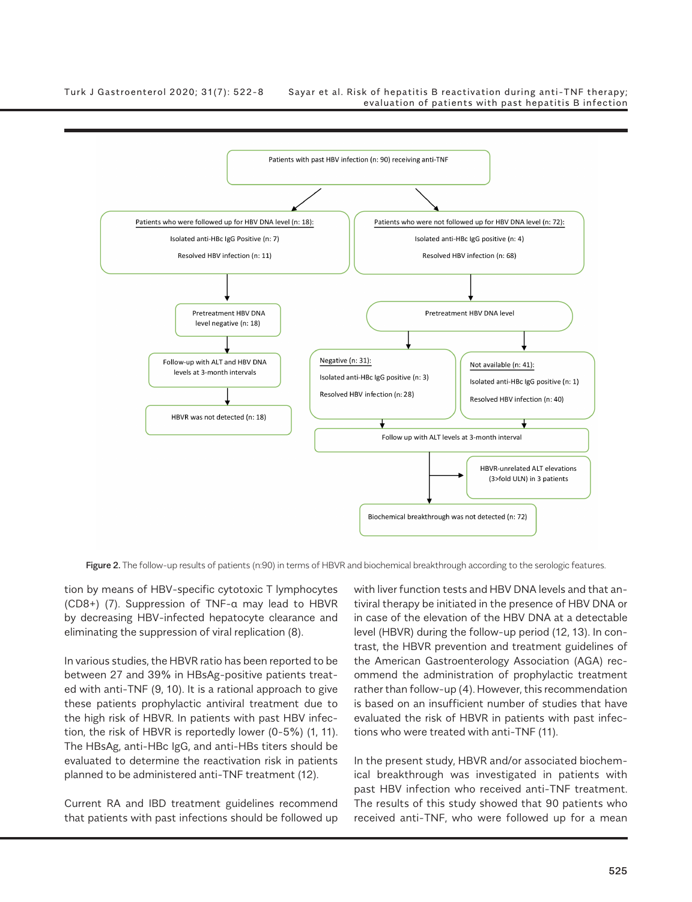Patients with past HBV infection (n: 90) receiving anti-TNF

Patients who were followed up for HBV DNA level (n: 18):

Isolated anti-HBc IgG Positive (n: 7)

Resolved HBV infection (n: 11)

Patients who were not followed up for HBV DNA level (n: 72):

Isolated anti-HBc IgG positive (n: 4)

Resolved HBV infection (n: 68)

Pretreatment HBV DNA level negative (n: 18)

Follow-up with ALT and HBV DNA levels at 3-month intervals

HBVR was not detected (n: 18)

Pretreatment HBV DNA level

Negative (n: 31):

Isolated anti-HBc IgG positive (n: 3)

Resolved HBV infection (n: 28)

Not available (n: 41):

Isolated anti-HBc IgG positive (n: 1)

Resolved HBV infection (n: 40)

Follow up with ALT levels at 3-month interval

HBVR-unrelated ALT elevations (3>fold ULN) in 3 patients

Biochemical breakthrough was not detected (n: 72)

**Figure 2.** The follow-up results of patients (n:90) in terms of HBVR and biochemical breakthrough according to the serologic features.

tion by means of HBV-specific cytotoxic T lymphocytes (CD8+) (7). Suppression of TNF-α may lead to HBVR by decreasing HBV-infected hepatocyte clearance and eliminating the suppression of viral replication (8).

In various studies, the HBVR ratio has been reported to be between 27 and 39% in HBsAg-positive patients treated with anti-TNF (9, 10). It is a rational approach to give these patients prophylactic antiviral treatment due to the high risk of HBVR. In patients with past HBV infection, the risk of HBVR is reportedly lower (0-5%) (1, 11). The HBsAg, anti-HBc IgG, and anti-HBs titers should be evaluated to determine the reactivation risk in patients planned to be administered anti-TNF treatment (12).

Current RA and IBD treatment guidelines recommend that patients with past infections should be followed up with liver function tests and HBV DNA levels and that antiviral therapy be initiated in the presence of HBV DNA or in case of the elevation of the HBV DNA at a detectable level (HBVR) during the follow-up period (12, 13). In contrast, the HBVR prevention and treatment guidelines of the American Gastroenterology Association (AGA) recommend the administration of prophylactic treatment rather than follow-up (4). However, this recommendation is based on an insufficient number of studies that have evaluated the risk of HBVR in patients with past infections who were treated with anti-TNF (11).

In the present study, HBVR and/or associated biochemical breakthrough was investigated in patients with past HBV infection who received anti-TNF treatment. The results of this study showed that 90 patients who received anti-TNF, who were followed up for a mean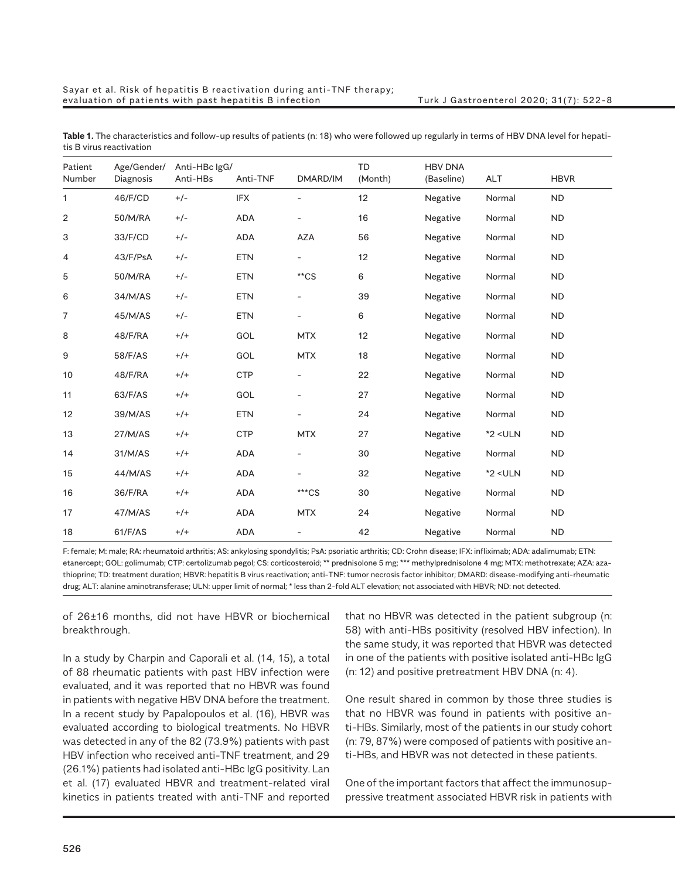**Table 1.** The characteristics and follow-up results of patients (n: 18) who were followed up regularly in terms of HBV DNA level for hepatitis B virus reactivation

| Patient Number | Age/Gender/ Diagnosis | Anti-HBc IgG/ Anti-HBs | Anti-TNF | DMARD/IM | TD (Month) | HBV DNA (Baseline) | ALT | HBVR |
|---|---|---|---|---|---|---|---|---|
| 1 | 46/F/CD | +/- | IFX | - | 12 | Negative | Normal | ND |
| 2 | 50/M/RA | +/- | ADA | - | 16 | Negative | Normal | ND |
| 3 | 33/F/CD | +/- | ADA | AZA | 56 | Negative | Normal | ND |
| 4 | 43/F/PsA | +/- | ETN | - | 12 | Negative | Normal | ND |
| 5 | 50/M/RA | +/- | ETN | **CS | 6 | Negative | Normal | ND |
| 6 | 34/M/AS | +/- | ETN | - | 39 | Negative | Normal | ND |
| 7 | 45/M/AS | +/- | ETN | - | 6 | Negative | Normal | ND |
| 8 | 48/F/RA | +/+ | GOL | MTX | 12 | Negative | Normal | ND |
| 9 | 58/F/AS | +/+ | GOL | MTX | 18 | Negative | Normal | ND |
| 10 | 48/F/RA | +/+ | CTP | - | 22 | Negative | Normal | ND |
| 11 | 63/F/AS | +/+ | GOL | - | 27 | Negative | Normal | ND |
| 12 | 39/M/AS | +/+ | ETN | - | 24 | Negative | Normal | ND |
| 13 | 27/M/AS | +/+ | CTP | MTX | 27 | Negative | *2 <ULN | ND |
| 14 | 31/M/AS | +/+ | ADA | - | 30 | Negative | Normal | ND |
| 15 | 44/M/AS | +/+ | ADA | - | 32 | Negative | *2 <ULN | ND |
| 16 | 36/F/RA | +/+ | ADA | ***CS | 30 | Negative | Normal | ND |
| 17 | 47/M/AS | +/+ | ADA | MTX | 24 | Negative | Normal | ND |
| 18 | 61/F/AS | +/+ | ADA | - | 42 | Negative | Normal | ND |

F: female; M: male; RA: rheumatoid arthritis; AS: ankylosing spondylitis; PsA: psoriatic arthritis; CD: Crohn disease; IFX: infliximab; ADA: adalimumab; ETN: etanercept; GOL: golimumab; CTP: certolizumab pegol; CS: corticosteroid; ** prednisolone 5 mg; *** methylprednisolone 4 mg; MTX: methotrexate; AZA: azathioprine; TD: treatment duration; HBVR: hepatitis B virus reactivation; anti-TNF: tumor necrosis factor inhibitor; DMARD: disease-modifying anti-rheumatic drug; ALT: alanine aminotransferase; ULN: upper limit of normal; * less than 2-fold ALT elevation; not associated with HBVR; ND: not detected.

of 26±16 months, did not have HBVR or biochemical breakthrough.

In a study by Charpin and Caporali et al. (14, 15), a total of 88 rheumatic patients with past HBV infection were evaluated, and it was reported that no HBVR was found in patients with negative HBV DNA before the treatment. In a recent study by Papalopoulos et al. (16), HBVR was evaluated according to biological treatments. No HBVR was detected in any of the 82 (73.9%) patients with past HBV infection who received anti-TNF treatment, and 29 (26.1%) patients had isolated anti-HBc IgG positivity. Lan et al. (17) evaluated HBVR and treatment-related viral kinetics in patients treated with anti-TNF and reported that no HBVR was detected in the patient subgroup (n: 58) with anti-HBs positivity (resolved HBV infection). In the same study, it was reported that HBVR was detected in one of the patients with positive isolated anti-HBc IgG (n: 12) and positive pretreatment HBV DNA (n: 4).

One result shared in common by those three studies is that no HBVR was found in patients with positive anti-HBs. Similarly, most of the patients in our study cohort (n: 79, 87%) were composed of patients with positive anti-HBs, and HBVR was not detected in these patients.

One of the important factors that affect the immunosuppressive treatment associated HBVR risk in patients with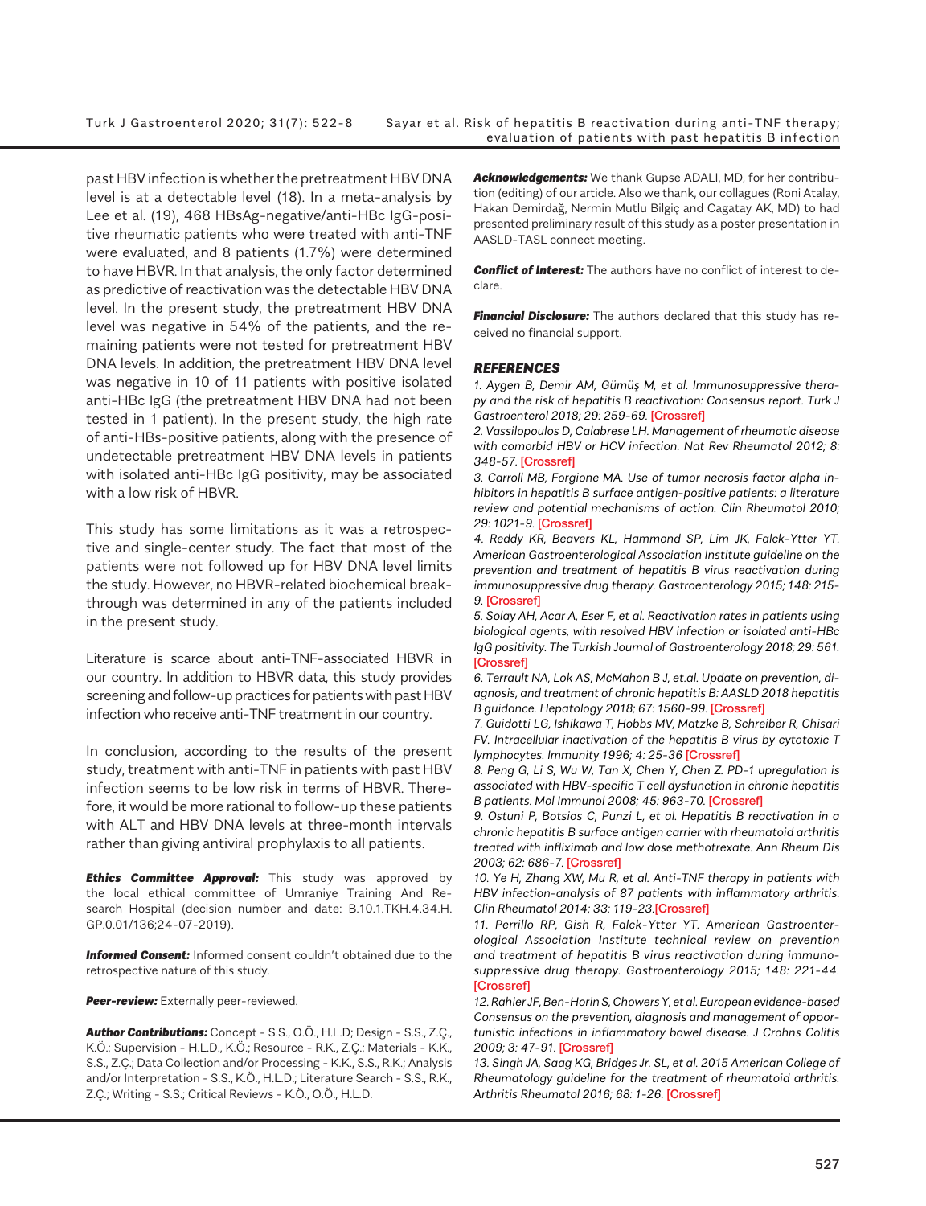past HBV infection is whether the pretreatment HBV DNA level is at a detectable level (18). In a meta-analysis by Lee et al. (19), 468 HBsAg-negative/anti-HBc IgG-positive rheumatic patients who were treated with anti-TNF were evaluated, and 8 patients (1.7%) were determined to have HBVR. In that analysis, the only factor determined as predictive of reactivation was the detectable HBV DNA level. In the present study, the pretreatment HBV DNA level was negative in 54% of the patients, and the remaining patients were not tested for pretreatment HBV DNA levels. In addition, the pretreatment HBV DNA level was negative in 10 of 11 patients with positive isolated anti-HBc IgG (the pretreatment HBV DNA had not been tested in 1 patient). In the present study, the high rate of anti-HBs-positive patients, along with the presence of undetectable pretreatment HBV DNA levels in patients with isolated anti-HBc IgG positivity, may be associated with a low risk of HBVR.

This study has some limitations as it was a retrospective and single-center study. The fact that most of the patients were not followed up for HBV DNA level limits the study. However, no HBVR-related biochemical breakthrough was determined in any of the patients included in the present study.

Literature is scarce about anti-TNF-associated HBVR in our country. In addition to HBVR data, this study provides screening and follow-up practices for patients with past HBV infection who receive anti-TNF treatment in our country.

In conclusion, according to the results of the present study, treatment with anti-TNF in patients with past HBV infection seems to be low risk in terms of HBVR. Therefore, it would be more rational to follow-up these patients with ALT and HBV DNA levels at three-month intervals rather than giving antiviral prophylaxis to all patients.

***Ethics Committee Approval:*** This study was approved by the local ethical committee of Umraniye Training And Research Hospital (decision number and date: B.10.1.TKH.4.34.H.GP.0.01/136;24-07-2019).

***Informed Consent:*** Informed consent couldn't obtained due to the retrospective nature of this study.

***Peer-review:*** Externally peer-reviewed.

***Author Contributions:*** Concept - S.S., O.Ö., H.L.D; Design - S.S., Z.Ç., K.Ö.; Supervision - H.L.D., K.Ö.; Resource - R.K., Z.Ç.; Materials - K.K., S.S., Z.Ç.; Data Collection and/or Processing - K.K., S.S., R.K.; Analysis and/or Interpretation - S.S., K.Ö., H.L.D.; Literature Search - S.S., R.K., Z.Ç.; Writing - S.S.; Critical Reviews - K.Ö., O.Ö., H.L.D.

***Acknowledgements:*** We thank Gupse ADALI, MD, for her contribution (editing) of our article. Also we thank, our collagues (Roni Atalay, Hakan Demirdağ, Nermin Mutlu Bilgiç and Cagatay AK, MD) to had presented preliminary result of this study as a poster presentation in AASLD-TASL connect meeting.

***Conflict of Interest:*** The authors have no conflict of interest to declare.

***Financial Disclosure:*** The authors declared that this study has received no financial support.

## REFERENCES

1. Aygen B, Demir AM, Gümüş M, et al. Immunosuppressive therapy and the risk of hepatitis B reactivation: Consensus report. Turk J Gastroenterol 2018; 29: 259-69. [Crossref]
2. Vassilopoulos D, Calabrese LH. Management of rheumatic disease with comorbid HBV or HCV infection. Nat Rev Rheumatol 2012; 8: 348-57. [Crossref]
3. Carroll MB, Forgione MA. Use of tumor necrosis factor alpha inhibitors in hepatitis B surface antigen-positive patients: a literature review and potential mechanisms of action. Clin Rheumatol 2010; 29: 1021-9. [Crossref]
4. Reddy KR, Beavers KL, Hammond SP, Lim JK, Falck-Ytter YT. American Gastroenterological Association Institute guideline on the prevention and treatment of hepatitis B virus reactivation during immunosuppressive drug therapy. Gastroenterology 2015; 148: 215-9. [Crossref]
5. Solay AH, Acar A, Eser F, et al. Reactivation rates in patients using biological agents, with resolved HBV infection or isolated anti-HBc IgG positivity. The Turkish Journal of Gastroenterology 2018; 29: 561. [Crossref]
6. Terrault NA, Lok AS, McMahon B J, et.al. Update on prevention, diagnosis, and treatment of chronic hepatitis B: AASLD 2018 hepatitis B guidance. Hepatology 2018; 67: 1560-99. [Crossref]
7. Guidotti LG, Ishikawa T, Hobbs MV, Matzke B, Schreiber R, Chisari FV. Intracellular inactivation of the hepatitis B virus by cytotoxic T lymphocytes. Immunity 1996; 4: 25-36 [Crossref]
8. Peng G, Li S, Wu W, Tan X, Chen Y, Chen Z. PD-1 upregulation is associated with HBV-specific T cell dysfunction in chronic hepatitis B patients. Mol Immunol 2008; 45: 963-70. [Crossref]
9. Ostuni P, Botsios C, Punzi L, et al. Hepatitis B reactivation in a chronic hepatitis B surface antigen carrier with rheumatoid arthritis treated with infliximab and low dose methotrexate. Ann Rheum Dis 2003; 62: 686-7. [Crossref]
10. Ye H, Zhang XW, Mu R, et al. Anti-TNF therapy in patients with HBV infection-analysis of 87 patients with inflammatory arthritis. Clin Rheumatol 2014; 33: 119-23.[Crossref]
11. Perrillo RP, Gish R, Falck-Ytter YT. American Gastroenterological Association Institute technical review on prevention and treatment of hepatitis B virus reactivation during immunosuppressive drug therapy. Gastroenterology 2015; 148: 221-44. [Crossref]
12. Rahier JF, Ben-Horin S, Chowers Y, et al. European evidence-based Consensus on the prevention, diagnosis and management of opportunistic infections in inflammatory bowel disease. J Crohns Colitis 2009; 3: 47-91. [Crossref]
13. Singh JA, Saag KG, Bridges Jr. SL, et al. 2015 American College of Rheumatology guideline for the treatment of rheumatoid arthritis. Arthritis Rheumatol 2016; 68: 1-26. [Crossref]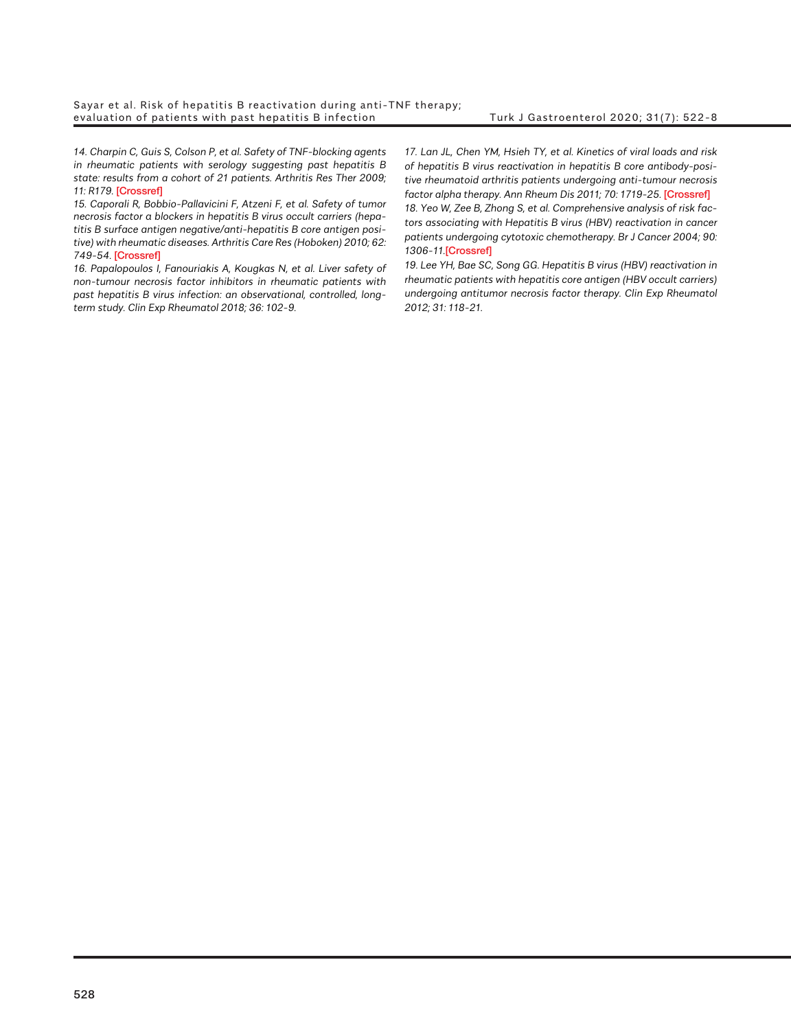14. Charpin C, Guis S, Colson P, et al. Safety of TNF-blocking agents in rheumatic patients with serology suggesting past hepatitis B state: results from a cohort of 21 patients. Arthritis Res Ther 2009; 11: R179. [Crossref]

15. Caporali R, Bobbio-Pallavicini F, Atzeni F, et al. Safety of tumor necrosis factor a blockers in hepatitis B virus occult carriers (hepatitis B surface antigen negative/anti-hepatitis B core antigen positive) with rheumatic diseases. Arthritis Care Res (Hoboken) 2010; 62: 749-54. [Crossref]

16. Papalopoulos I, Fanouriakis A, Kougkas N, et al. Liver safety of non-tumour necrosis factor inhibitors in rheumatic patients with past hepatitis B virus infection: an observational, controlled, long-term study. Clin Exp Rheumatol 2018; 36: 102-9.

17. Lan JL, Chen YM, Hsieh TY, et al. Kinetics of viral loads and risk of hepatitis B virus reactivation in hepatitis B core antibody-positive rheumatoid arthritis patients undergoing anti-tumour necrosis factor alpha therapy. Ann Rheum Dis 2011; 70: 1719-25. [Crossref]

18. Yeo W, Zee B, Zhong S, et al. Comprehensive analysis of risk factors associating with Hepatitis B virus (HBV) reactivation in cancer patients undergoing cytotoxic chemotherapy. Br J Cancer 2004; 90: 1306-11.[Crossref]

19. Lee YH, Bae SC, Song GG. Hepatitis B virus (HBV) reactivation in rheumatic patients with hepatitis core antigen (HBV occult carriers) undergoing antitumor necrosis factor therapy. Clin Exp Rheumatol 2012; 31: 118-21.